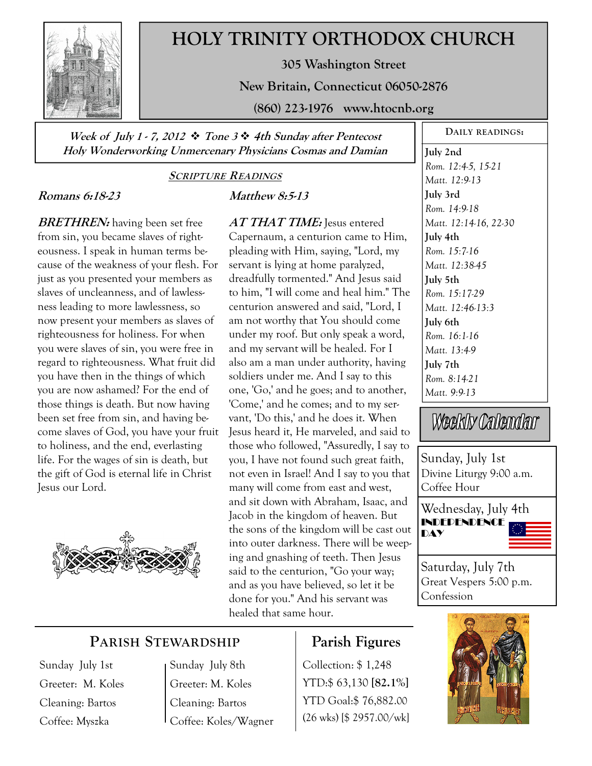# HOLY TRINITY ORTHODOX CHURCH

**305 Washington Street**

**New Britain, Connecticut 06050-2876**

**(860) 223-1976 www.htocnb.org**

***Week of July 1 - 7, 2012 ❖ Tone 3 ❖ 4th Sunday after Pentecost***
***Holy Wonderworking Unmercenary Physicians Cosmas and Damian***

## SCRIPTURE READINGS

### *Romans 6:18-23*

***BRETHREN:*** having been set free from sin, you became slaves of righteousness. I speak in human terms because of the weakness of your flesh. For just as you presented your members as slaves of uncleanness, and of lawlessness leading to more lawlessness, so now present your members as slaves of righteousness for holiness. For when you were slaves of sin, you were free in regard to righteousness. What fruit did you have then in the things of which you are now ashamed? For the end of those things is death. But now having been set free from sin, and having become slaves of God, you have your fruit to holiness, and the end, everlasting life. For the wages of sin is death, but the gift of God is eternal life in Christ Jesus our Lord.

### *Matthew 8:5-13*

***AT THAT TIME:*** Jesus entered Capernaum, a centurion came to Him, pleading with Him, saying, "Lord, my servant is lying at home paralyzed, dreadfully tormented." And Jesus said to him, "I will come and heal him." The centurion answered and said, "Lord, I am not worthy that You should come under my roof. But only speak a word, and my servant will be healed. For I also am a man under authority, having soldiers under me. And I say to this one, 'Go,' and he goes; and to another, 'Come,' and he comes; and to my servant, 'Do this,' and he does it. When Jesus heard it, He marveled, and said to those who followed, "Assuredly, I say to you, I have not found such great faith, not even in Israel! And I say to you that many will come from east and west, and sit down with Abraham, Isaac, and Jacob in the kingdom of heaven. But the sons of the kingdom will be cast out into outer darkness. There will be weeping and gnashing of teeth. Then Jesus said to the centurion, "Go your way; and as you have believed, so let it be done for you." And his servant was healed that same hour.

## DAILY READINGS:

**July 2nd**
*Rom. 12:4-5, 15-21*
*Matt. 12:9-13*

**July 3rd**
*Rom. 14:9-18*
*Matt. 12:14-16, 22-30*

**July 4th**
*Rom. 15:7-16*
*Matt. 12:38-45*

**July 5th**
*Rom. 15:17-29*
*Matt. 12:46-13:3*

**July 6th**
*Rom. 16:1-16*
*Matt. 13:4-9*

**July 7th**
*Rom. 8:14-21*
*Matt. 9:9-13*

## Weekly Calendar

**Sunday, July 1st**
Divine Liturgy 9:00 a.m.
Coffee Hour

**Wednesday, July 4th**
INDEPENDENCE DAY

**Saturday, July 7th**
Great Vespers 5:00 p.m.
Confession

## PARISH STEWARDSHIP

Sunday July 1st
Greeter: M. Koles
Cleaning: Bartos
Coffee: Myszka

Sunday July 8th
Greeter: M. Koles
Cleaning: Bartos
Coffee: Koles/Wagner

## Parish Figures

Collection: $ 1,248
YTD:$ 63,130 **[82.1%]**
YTD Goal:$ 76,882.00
(26 wks) [$ 2957.00/wk]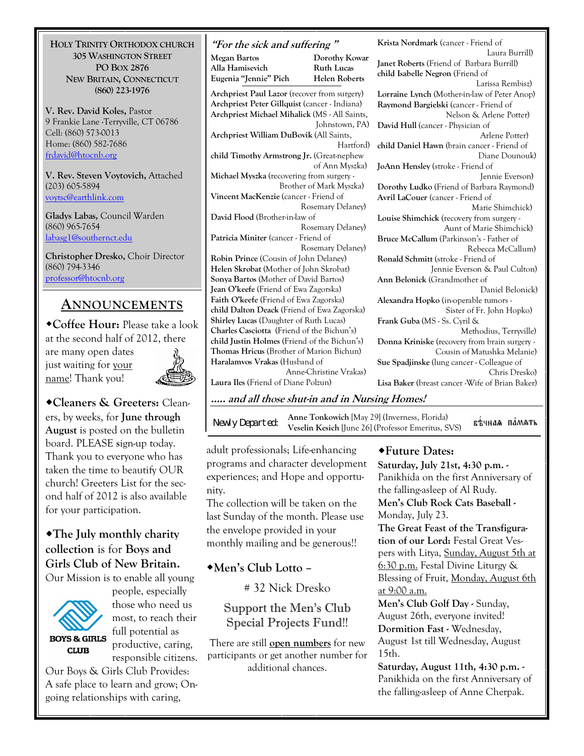**Holy Trinity Orthodox Church**
**305 Washington Street**
**PO Box 2876**
**New Britain, Connecticut**
**(860) 223-1976**

**V. Rev. David Koles,** Pastor
9 Frankie Lane -Terryville, CT 06786
Cell: (860) 573-0013
Home: (860) 582-7686
frdavid@htocnb.org

**V. Rev. Steven Voytovich,** Attached
(203) 605-5894
voytsc@earthlink.com

**Gladys Labas,** Council Warden
(860) 965-7654
labasg1@southernct.edu

**Christopher Dresko,** Choir Director
(860) 794-3346
professor@htocnb.org

## Announcements

◆**Coffee Hour:** Please take a look at the second half of 2012, there are many open dates just waiting for your name! Thank you!

◆**Cleaners & Greeters:** Cleaners, by weeks, for **June through August** is posted on the bulletin board. PLEASE sign-up today. Thank you to everyone who has taken the time to beautify OUR church! Greeters List for the second half of 2012 is also available for your participation.

◆**The July monthly charity collection** is for **Boys and Girls Club of New Britain.**

Our Mission is to enable all young people, especially those who need us most, to reach their full potential as productive, caring, responsible citizens.

BOYS & GIRLS CLUB

Our Boys & Girls Club Provides: A safe place to learn and grow; Ongoing relationships with caring, adult professionals; Life-enhancing programs and character development experiences; and Hope and opportunity.

The collection will be taken on the last Sunday of the month. Please use the envelope provided in your monthly mailing and be generous!!

◆**Men's Club Lotto –**

# 32 Nick Dresko

Support the Men's Club Special Projects Fund!!

There are still open numbers for new participants or get another number for additional chances.

### *"For the sick and suffering"*

**Megan Bartos**
**Alla Hamisevich**
**Eugenia "Jennie" Pich**
**Dorothy Kowar**
**Ruth Lucas**
**Helen Roberts**

**Archpriest Paul Lazor** (recover from surgery)
**Archpriest Peter Gillquist** (cancer - Indiana)
**Archpriest Michael Mihalick** (MS - All Saints, Johnstown, PA)
**Archpriest William DuBovik** (All Saints, Hartford)
**child Timothy Armstrong Jr.** (Great-nephew of Ann Myszka)
**Michael Myszka** (recovering from surgery - Brother of Mark Myszka)
**Vincent MacKenzie** (cancer - Friend of Rosemary Delaney)
**David Flood** (Brother-in-law of Rosemary Delaney)
**Patricia Miniter** (cancer - Friend of Rosemary Delaney)
**Robin Prince** (Cousin of John Delaney)
**Helen Skrobat** (Mother of John Skrobat)
**Sonya Bartos** (Mother of David Bartos)
**Jean O'keefe** (Friend of Ewa Zagorska)
**Faith O'keefe** (Friend of Ewa Zagorska)
**child Dalton Deack** (Friend of Ewa Zagorska)
**Shirley Lucas** (Daughter of Ruth Lucas)
**Charles Casciotta** (Friend of the Bichun's)
**child Justin Holmes** (Friend of the Bichun's)
**Thomas Hricus** (Brother of Marion Bichun)
**Haralamvos Vrakas** (Husband of Anne-Christine Vrakas)
**Laura Iles** (Friend of Diane Polzun)
**Krista Nordmark** (cancer - Friend of Laura Burrill)
**Janet Roberts** (Friend of Barbara Burrill)
**child Isabelle Negron** (Friend of Larissa Rembisz)
**Lorraine Lynch** (Mother-in-law of Peter Anop)
**Raymond Bargielski** (cancer - Friend of Nelson & Arlene Potter)
**David Hull** (cancer - Physician of Arlene Potter)
**child Daniel Hawn** (brain cancer - Friend of Diane Dounouk)
**JoAnn Hensley** (stroke - Friend of Jennie Everson)
**Dorothy Ludko** (Friend of Barbara Raymond)
**Avril LaCouer** (cancer - Friend of Marie Shimchick)
**Louise Shimchick** (recovery from surgery - Aunt of Marie Shimchick)
**Bruce McCallum** (Parkinson's - Father of Rebecca McCallum)
**Ronald Schmitt** (stroke - Friend of Jennie Everson & Paul Culton)
**Ann Belonick** (Grandmother of Daniel Belonick)
**Alexandra Hopko** (in-operable tumors - Sister of Fr. John Hopko)
**Frank Guba** (MS - Ss. Cyril & Methodius, Terryville)
**Donna Kriniske** (recovery from brain surgery - Cousin of Matushka Melanie)
**Sue Spadjinske** (lung cancer - Colleague of Chris Dresko)
**Lisa Baker** (breast cancer -Wife of Brian Baker)

*..... and all those shut-in and in Nursing Homes!*

Newly Departed: **Anne Tonkowich** [May 29] (Inverness, Florida)
**Veselin Kesich** [June 26] (Professor Emeritus, SVS)
вѣ́чнаѧ па́мѧть

◆**Future Dates:**

**Saturday, July 21st, 4:30 p.m. -** Panikhida on the first Anniversary of the falling-asleep of Al Rudy.

**Men's Club Rock Cats Baseball -** Monday, July 23.

**The Great Feast of the Transfiguration of our Lord:** Festal Great Vespers with Litya, Sunday, August 5th at 6:30 p.m. Festal Divine Liturgy & Blessing of Fruit, Monday, August 6th at 9:00 a.m.

**Men's Club Golf Day -** Sunday, August 26th, everyone invited!

**Dormition Fast -** Wednesday, August 1st till Wednesday, August 15th.

**Saturday, August 11th, 4:30 p.m. -** Panikhida on the first Anniversary of the falling-asleep of Anne Cherpak.